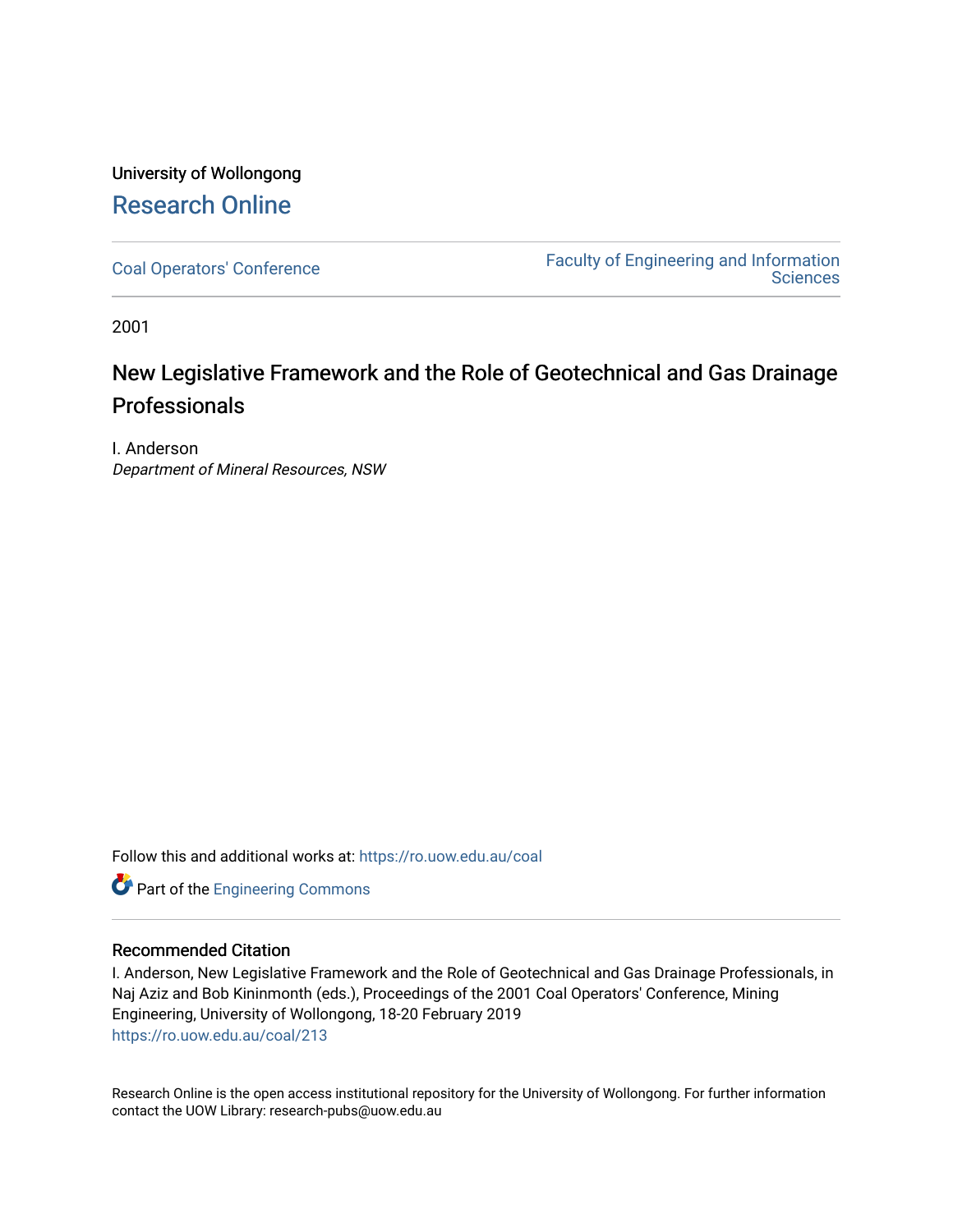University of Wollongong

# Research Online

Coal Operators' Conference

Faculty of Engineering and Information Sciences

2001

## New Legislative Framework and the Role of Geotechnical and Gas Drainage Professionals

I. Anderson
*Department of Mineral Resources, NSW*

Follow this and additional works at: https://ro.uow.edu.au/coal

Part of the Engineering Commons

### Recommended Citation

I. Anderson, New Legislative Framework and the Role of Geotechnical and Gas Drainage Professionals, in Naj Aziz and Bob Kininmonth (eds.), Proceedings of the 2001 Coal Operators' Conference, Mining Engineering, University of Wollongong, 18-20 February 2019
https://ro.uow.edu.au/coal/213

Research Online is the open access institutional repository for the University of Wollongong. For further information contact the UOW Library: research-pubs@uow.edu.au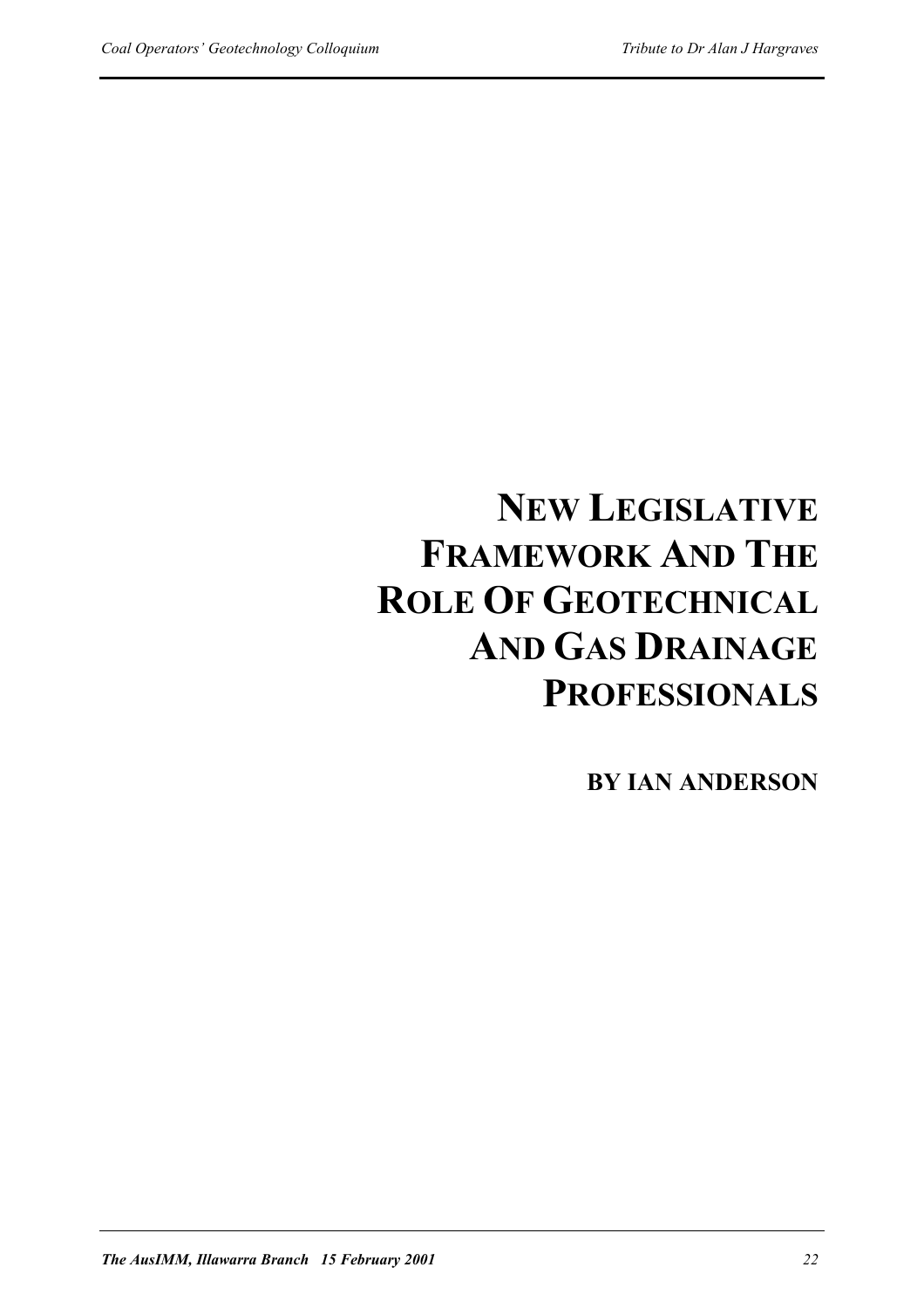# New Legislative Framework And The Role Of Geotechnical And Gas Drainage Professionals

**BY IAN ANDERSON**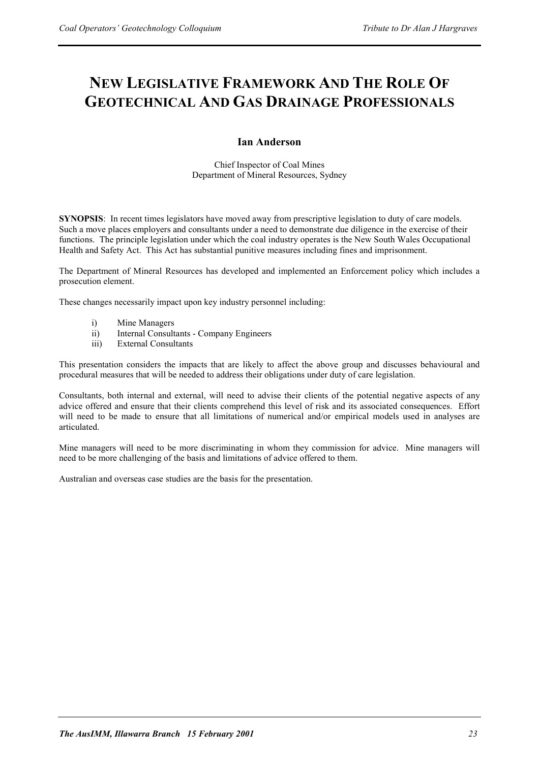# NEW LEGISLATIVE FRAMEWORK AND THE ROLE OF GEOTECHNICAL AND GAS DRAINAGE PROFESSIONALS

**Ian Anderson**

Chief Inspector of Coal Mines
Department of Mineral Resources, Sydney

**SYNOPSIS**: In recent times legislators have moved away from prescriptive legislation to duty of care models. Such a move places employers and consultants under a need to demonstrate due diligence in the exercise of their functions. The principle legislation under which the coal industry operates is the New South Wales Occupational Health and Safety Act. This Act has substantial punitive measures including fines and imprisonment.

The Department of Mineral Resources has developed and implemented an Enforcement policy which includes a prosecution element.

These changes necessarily impact upon key industry personnel including:

i) Mine Managers
ii) Internal Consultants - Company Engineers
iii) External Consultants

This presentation considers the impacts that are likely to affect the above group and discusses behavioural and procedural measures that will be needed to address their obligations under duty of care legislation.

Consultants, both internal and external, will need to advise their clients of the potential negative aspects of any advice offered and ensure that their clients comprehend this level of risk and its associated consequences. Effort will need to be made to ensure that all limitations of numerical and/or empirical models used in analyses are articulated.

Mine managers will need to be more discriminating in whom they commission for advice. Mine managers will need to be more challenging of the basis and limitations of advice offered to them.

Australian and overseas case studies are the basis for the presentation.